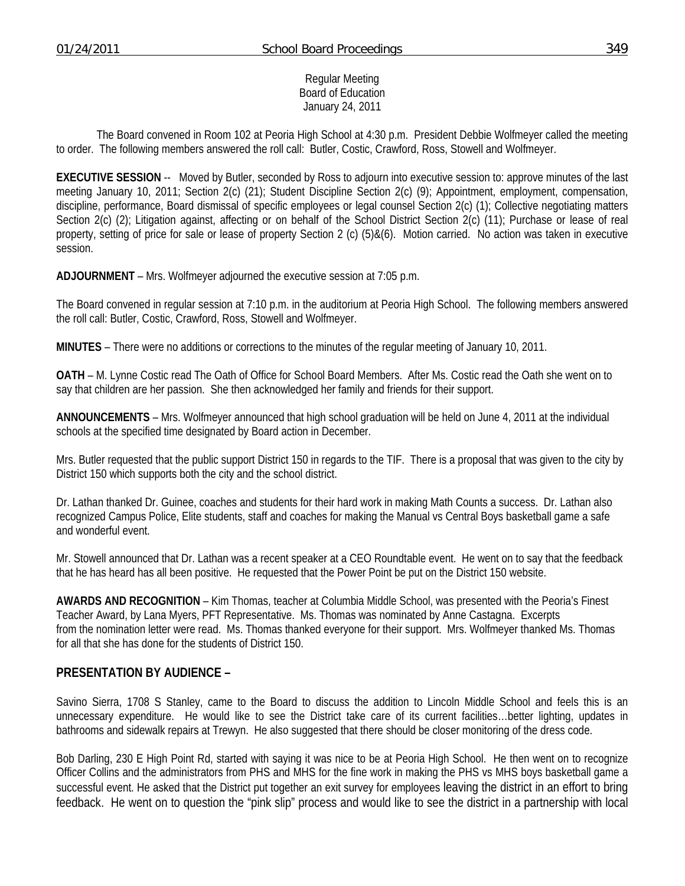Regular Meeting
Board of Education
January 24, 2011

The Board convened in Room 102 at Peoria High School at 4:30 p.m. President Debbie Wolfmeyer called the meeting to order. The following members answered the roll call: Butler, Costic, Crawford, Ross, Stowell and Wolfmeyer.

**EXECUTIVE SESSION** -- Moved by Butler, seconded by Ross to adjourn into executive session to: approve minutes of the last meeting January 10, 2011; Section 2(c) (21); Student Discipline Section 2(c) (9); Appointment, employment, compensation, discipline, performance, Board dismissal of specific employees or legal counsel Section 2(c) (1); Collective negotiating matters Section 2(c) (2); Litigation against, affecting or on behalf of the School District Section 2(c) (11); Purchase or lease of real property, setting of price for sale or lease of property Section 2 (c) (5)&(6). Motion carried. No action was taken in executive session.

**ADJOURNMENT** – Mrs. Wolfmeyer adjourned the executive session at 7:05 p.m.

The Board convened in regular session at 7:10 p.m. in the auditorium at Peoria High School. The following members answered the roll call: Butler, Costic, Crawford, Ross, Stowell and Wolfmeyer.

**MINUTES** – There were no additions or corrections to the minutes of the regular meeting of January 10, 2011.

**OATH** – M. Lynne Costic read The Oath of Office for School Board Members. After Ms. Costic read the Oath she went on to say that children are her passion. She then acknowledged her family and friends for their support.

**ANNOUNCEMENTS** – Mrs. Wolfmeyer announced that high school graduation will be held on June 4, 2011 at the individual schools at the specified time designated by Board action in December.

Mrs. Butler requested that the public support District 150 in regards to the TIF. There is a proposal that was given to the city by District 150 which supports both the city and the school district.

Dr. Lathan thanked Dr. Guinee, coaches and students for their hard work in making Math Counts a success. Dr. Lathan also recognized Campus Police, Elite students, staff and coaches for making the Manual vs Central Boys basketball game a safe and wonderful event.

Mr. Stowell announced that Dr. Lathan was a recent speaker at a CEO Roundtable event. He went on to say that the feedback that he has heard has all been positive. He requested that the Power Point be put on the District 150 website.

**AWARDS AND RECOGNITION** – Kim Thomas, teacher at Columbia Middle School, was presented with the Peoria's Finest Teacher Award, by Lana Myers, PFT Representative. Ms. Thomas was nominated by Anne Castagna. Excerpts from the nomination letter were read. Ms. Thomas thanked everyone for their support. Mrs. Wolfmeyer thanked Ms. Thomas for all that she has done for the students of District 150.

## PRESENTATION BY AUDIENCE –

Savino Sierra, 1708 S Stanley, came to the Board to discuss the addition to Lincoln Middle School and feels this is an unnecessary expenditure. He would like to see the District take care of its current facilities…better lighting, updates in bathrooms and sidewalk repairs at Trewyn. He also suggested that there should be closer monitoring of the dress code.

Bob Darling, 230 E High Point Rd, started with saying it was nice to be at Peoria High School. He then went on to recognize Officer Collins and the administrators from PHS and MHS for the fine work in making the PHS vs MHS boys basketball game a successful event. He asked that the District put together an exit survey for employees leaving the district in an effort to bring feedback. He went on to question the "pink slip" process and would like to see the district in a partnership with local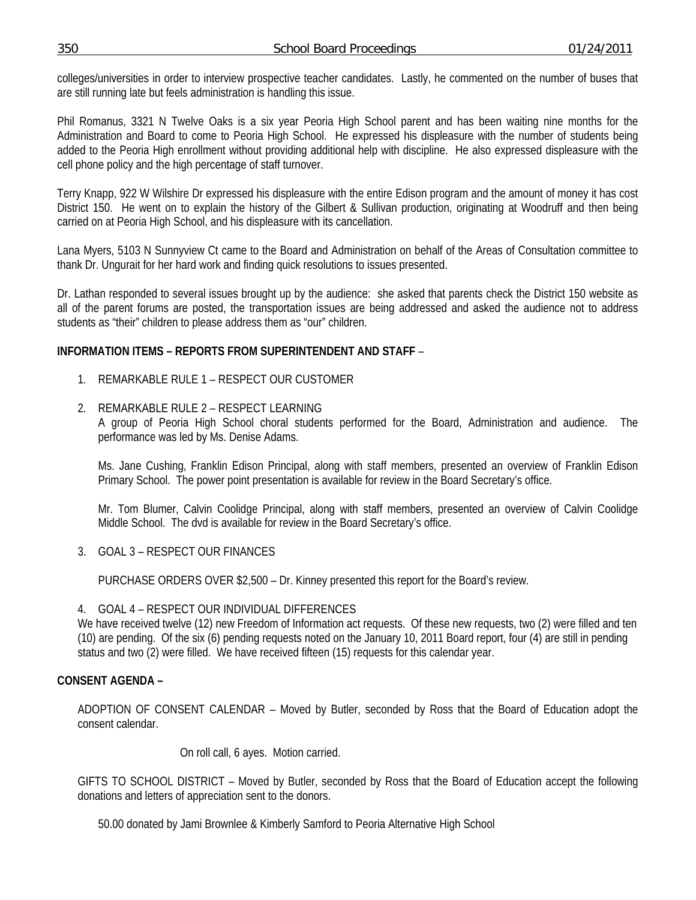colleges/universities in order to interview prospective teacher candidates. Lastly, he commented on the number of buses that are still running late but feels administration is handling this issue.

Phil Romanus, 3321 N Twelve Oaks is a six year Peoria High School parent and has been waiting nine months for the Administration and Board to come to Peoria High School. He expressed his displeasure with the number of students being added to the Peoria High enrollment without providing additional help with discipline. He also expressed displeasure with the cell phone policy and the high percentage of staff turnover.

Terry Knapp, 922 W Wilshire Dr expressed his displeasure with the entire Edison program and the amount of money it has cost District 150. He went on to explain the history of the Gilbert & Sullivan production, originating at Woodruff and then being carried on at Peoria High School, and his displeasure with its cancellation.

Lana Myers, 5103 N Sunnyview Ct came to the Board and Administration on behalf of the Areas of Consultation committee to thank Dr. Ungurait for her hard work and finding quick resolutions to issues presented.

Dr. Lathan responded to several issues brought up by the audience: she asked that parents check the District 150 website as all of the parent forums are posted, the transportation issues are being addressed and asked the audience not to address students as "their" children to please address them as "our" children.

**INFORMATION ITEMS – REPORTS FROM SUPERINTENDENT AND STAFF** –

1. REMARKABLE RULE 1 – RESPECT OUR CUSTOMER

2. REMARKABLE RULE 2 – RESPECT LEARNING
   A group of Peoria High School choral students performed for the Board, Administration and audience. The performance was led by Ms. Denise Adams.

   Ms. Jane Cushing, Franklin Edison Principal, along with staff members, presented an overview of Franklin Edison Primary School. The power point presentation is available for review in the Board Secretary's office.

   Mr. Tom Blumer, Calvin Coolidge Principal, along with staff members, presented an overview of Calvin Coolidge Middle School. The dvd is available for review in the Board Secretary's office.

3. GOAL 3 – RESPECT OUR FINANCES

   PURCHASE ORDERS OVER $2,500 – Dr. Kinney presented this report for the Board's review.

4. GOAL 4 – RESPECT OUR INDIVIDUAL DIFFERENCES
   We have received twelve (12) new Freedom of Information act requests. Of these new requests, two (2) were filled and ten (10) are pending. Of the six (6) pending requests noted on the January 10, 2011 Board report, four (4) are still in pending status and two (2) were filled. We have received fifteen (15) requests for this calendar year.

**CONSENT AGENDA –**

ADOPTION OF CONSENT CALENDAR – Moved by Butler, seconded by Ross that the Board of Education adopt the consent calendar.

On roll call, 6 ayes. Motion carried.

GIFTS TO SCHOOL DISTRICT – Moved by Butler, seconded by Ross that the Board of Education accept the following donations and letters of appreciation sent to the donors.

50.00 donated by Jami Brownlee & Kimberly Samford to Peoria Alternative High School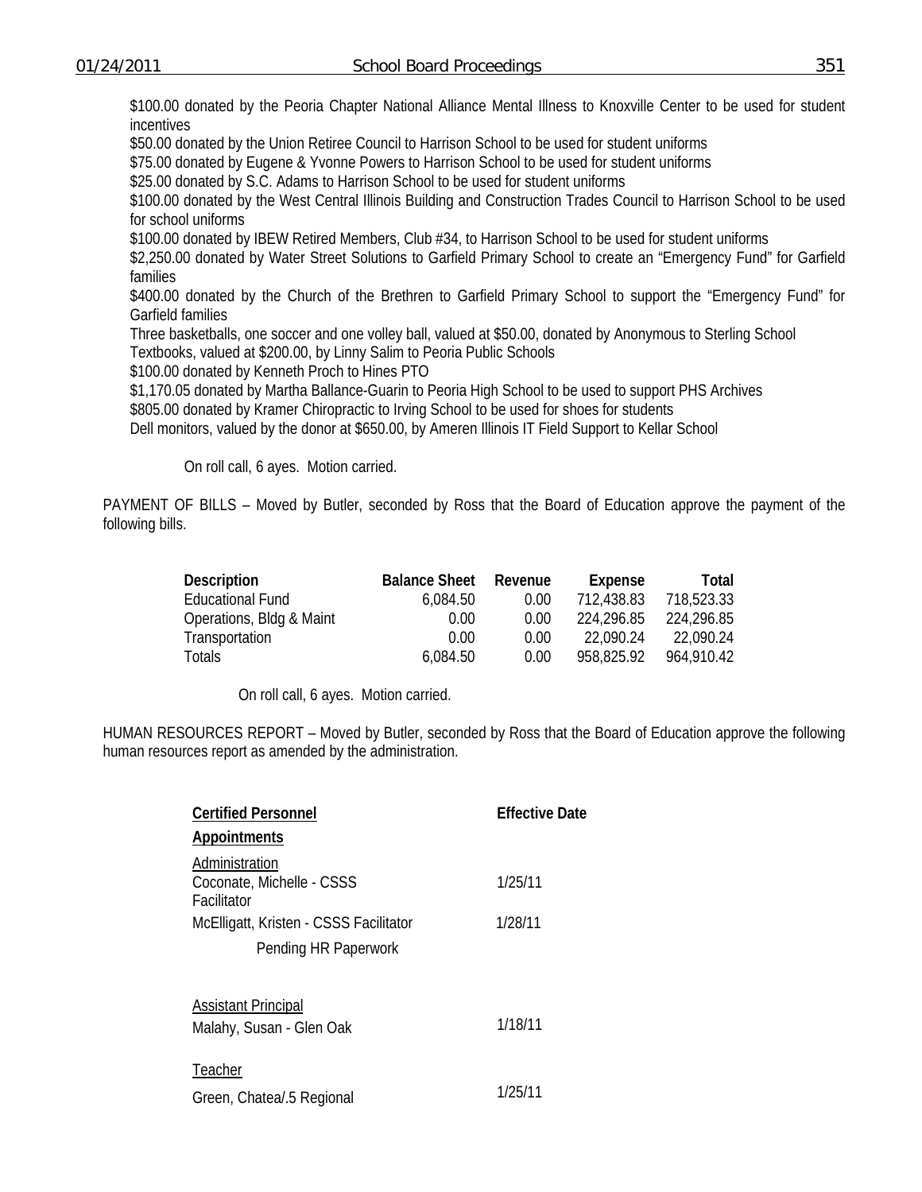$100.00 donated by the Peoria Chapter National Alliance Mental Illness to Knoxville Center to be used for student incentives
$50.00 donated by the Union Retiree Council to Harrison School to be used for student uniforms
$75.00 donated by Eugene & Yvonne Powers to Harrison School to be used for student uniforms
$25.00 donated by S.C. Adams to Harrison School to be used for student uniforms
$100.00 donated by the West Central Illinois Building and Construction Trades Council to Harrison School to be used for school uniforms
$100.00 donated by IBEW Retired Members, Club #34, to Harrison School to be used for student uniforms
$2,250.00 donated by Water Street Solutions to Garfield Primary School to create an "Emergency Fund" for Garfield families
$400.00 donated by the Church of the Brethren to Garfield Primary School to support the "Emergency Fund" for Garfield families
Three basketballs, one soccer and one volley ball, valued at $50.00, donated by Anonymous to Sterling School
Textbooks, valued at $200.00, by Linny Salim to Peoria Public Schools
$100.00 donated by Kenneth Proch to Hines PTO
$1,170.05 donated by Martha Ballance-Guarin to Peoria High School to be used to support PHS Archives
$805.00 donated by Kramer Chiropractic to Irving School to be used for shoes for students
Dell monitors, valued by the donor at $650.00, by Ameren Illinois IT Field Support to Kellar School

On roll call, 6 ayes. Motion carried.

PAYMENT OF BILLS – Moved by Butler, seconded by Ross that the Board of Education approve the payment of the following bills.

| Description | Balance Sheet | Revenue | Expense | Total |
|---|---|---|---|---|
| Educational Fund | 6,084.50 | 0.00 | 712,438.83 | 718,523.33 |
| Operations, Bldg & Maint | 0.00 | 0.00 | 224,296.85 | 224,296.85 |
| Transportation | 0.00 | 0.00 | 22,090.24 | 22,090.24 |
| Totals | 6,084.50 | 0.00 | 958,825.92 | 964,910.42 |

On roll call, 6 ayes. Motion carried.

HUMAN RESOURCES REPORT – Moved by Butler, seconded by Ross that the Board of Education approve the following human resources report as amended by the administration.

| Certified Personnel | Effective Date |
|---|---|
| **Appointments** | |
| Administration | |
| Coconate, Michelle - CSSS Facilitator | 1/25/11 |
| McElligatt, Kristen - CSSS Facilitator | 1/28/11 |
| Pending HR Paperwork | |
| Assistant Principal | |
| Malahy, Susan - Glen Oak | 1/18/11 |
| Teacher | |
| Green, Chatea/.5 Regional | 1/25/11 |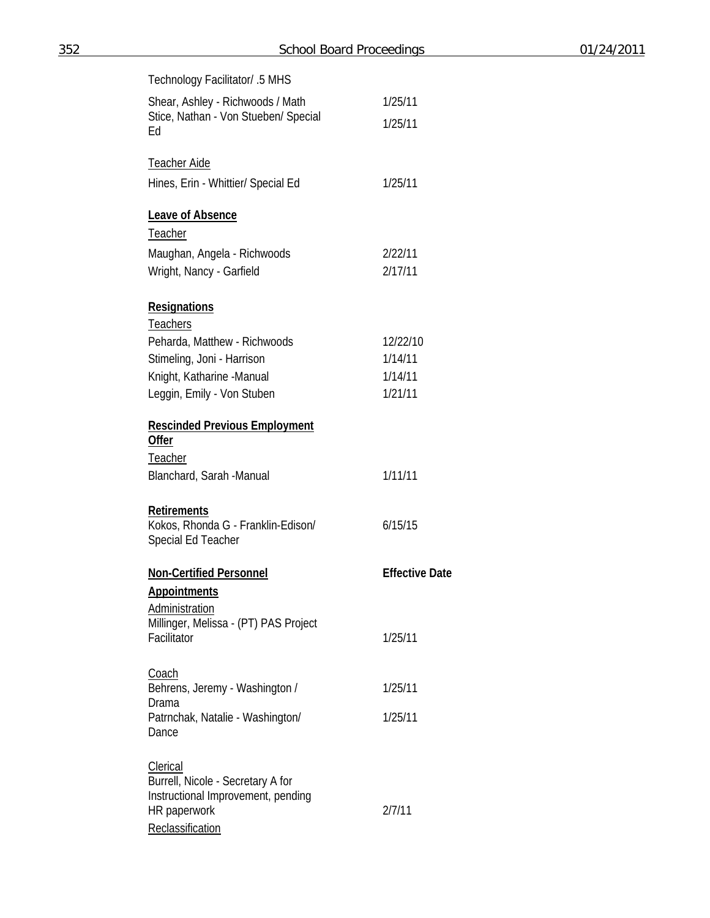Technology Facilitator/ .5 MHS

| | |
|---|---|
| Shear, Ashley - Richwoods / Math | 1/25/11 |
| Stice, Nathan - Von Stueben/ Special Ed | 1/25/11 |

Teacher Aide

| | |
|---|---|
| Hines, Erin - Whittier/ Special Ed | 1/25/11 |

**Leave of Absence**

Teacher

| | |
|---|---|
| Maughan, Angela - Richwoods | 2/22/11 |
| Wright, Nancy - Garfield | 2/17/11 |

**Resignations**

Teachers

| | |
|---|---|
| Peharda, Matthew - Richwoods | 12/22/10 |
| Stimeling, Joni - Harrison | 1/14/11 |
| Knight, Katharine -Manual | 1/14/11 |
| Leggin, Emily - Von Stuben | 1/21/11 |

**Rescinded Previous Employment Offer**

Teacher

| | |
|---|---|
| Blanchard, Sarah -Manual | 1/11/11 |

**Retirements**

| | |
|---|---|
| Kokos, Rhonda G - Franklin-Edison/ Special Ed Teacher | 6/15/15 |

| **Non-Certified Personnel** | **Effective Date** |
|---|---|

**Appointments**

Administration

| | |
|---|---|
| Millinger, Melissa - (PT) PAS Project Facilitator | 1/25/11 |

Coach

| | |
|---|---|
| Behrens, Jeremy - Washington / Drama | 1/25/11 |
| Patrnchak, Natalie - Washington/ Dance | 1/25/11 |

Clerical

| | |
|---|---|
| Burrell, Nicole - Secretary A for Instructional Improvement, pending HR paperwork | 2/7/11 |

Reclassification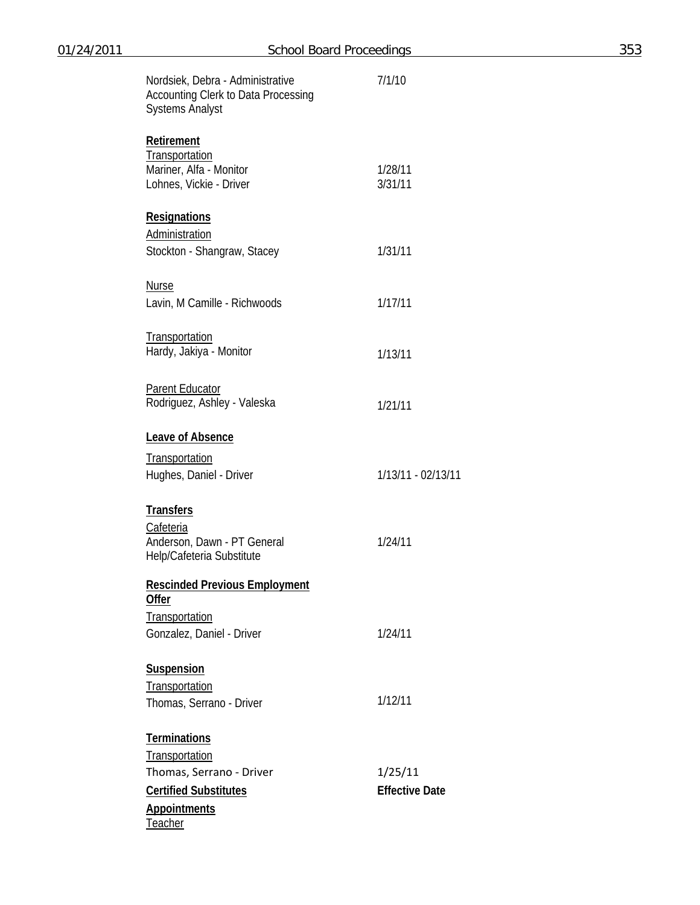| | |
|---|---|
| Nordsiek, Debra - Administrative Accounting Clerk to Data Processing Systems Analyst | 7/1/10 |

**Retirement**

Transportation

| | |
|---|---|
| Mariner, Alfa - Monitor | 1/28/11 |
| Lohnes, Vickie - Driver | 3/31/11 |

**Resignations**

Administration

| | |
|---|---|
| Stockton - Shangraw, Stacey | 1/31/11 |

Nurse

| | |
|---|---|
| Lavin, M Camille - Richwoods | 1/17/11 |

Transportation

| | |
|---|---|
| Hardy, Jakiya - Monitor | 1/13/11 |

Parent Educator

| | |
|---|---|
| Rodriguez, Ashley - Valeska | 1/21/11 |

**Leave of Absence**

Transportation

| | |
|---|---|
| Hughes, Daniel - Driver | 1/13/11 - 02/13/11 |

**Transfers**

Cafeteria

| | |
|---|---|
| Anderson, Dawn - PT General Help/Cafeteria Substitute | 1/24/11 |

**Rescinded Previous Employment Offer**

Transportation

| | |
|---|---|
| Gonzalez, Daniel - Driver | 1/24/11 |

**Suspension**

Transportation

| | |
|---|---|
| Thomas, Serrano - Driver | 1/12/11 |

**Terminations**

Transportation

| | |
|---|---|
| Thomas, Serrano - Driver | 1/25/11 |

| **Certified Substitutes** | **Effective Date** |
|---|---|

**Appointments**

Teacher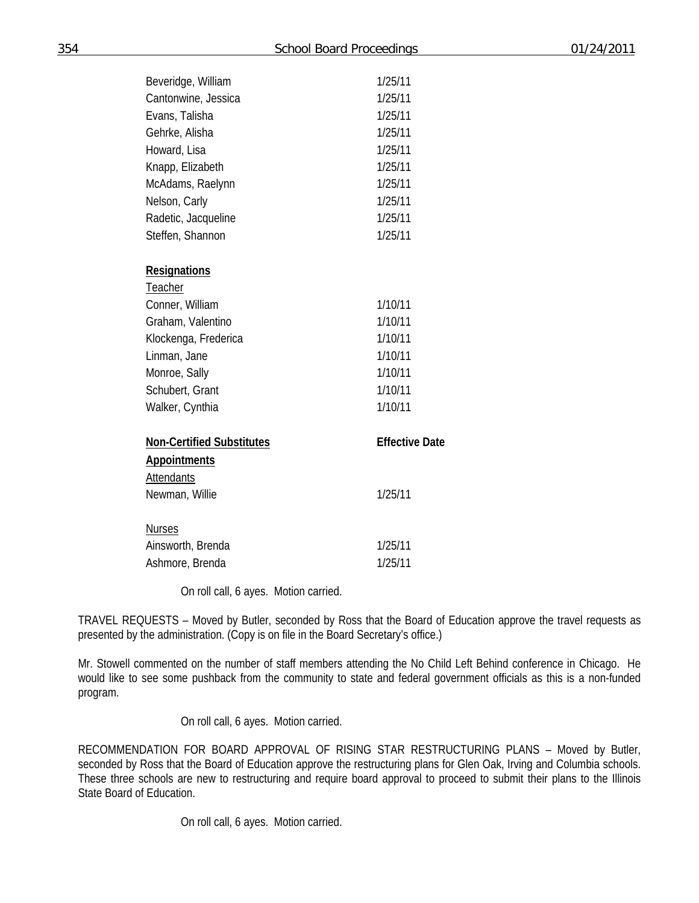| | |
|---|---|
| Beveridge, William | 1/25/11 |
| Cantonwine, Jessica | 1/25/11 |
| Evans, Talisha | 1/25/11 |
| Gehrke, Alisha | 1/25/11 |
| Howard, Lisa | 1/25/11 |
| Knapp, Elizabeth | 1/25/11 |
| McAdams, Raelynn | 1/25/11 |
| Nelson, Carly | 1/25/11 |
| Radetic, Jacqueline | 1/25/11 |
| Steffen, Shannon | 1/25/11 |
| | |
| **Resignations** | |
| Teacher | |
| Conner, William | 1/10/11 |
| Graham, Valentino | 1/10/11 |
| Klockenga, Frederica | 1/10/11 |
| Linman, Jane | 1/10/11 |
| Monroe, Sally | 1/10/11 |
| Schubert, Grant | 1/10/11 |
| Walker, Cynthia | 1/10/11 |
| | |
| **Non-Certified Substitutes** | **Effective Date** |
| **Appointments** | |
| Attendants | |
| Newman, Willie | 1/25/11 |
| | |
| Nurses | |
| Ainsworth, Brenda | 1/25/11 |
| Ashmore, Brenda | 1/25/11 |

On roll call, 6 ayes. Motion carried.

TRAVEL REQUESTS – Moved by Butler, seconded by Ross that the Board of Education approve the travel requests as presented by the administration. (Copy is on file in the Board Secretary's office.)

Mr. Stowell commented on the number of staff members attending the No Child Left Behind conference in Chicago. He would like to see some pushback from the community to state and federal government officials as this is a non-funded program.

On roll call, 6 ayes. Motion carried.

RECOMMENDATION FOR BOARD APPROVAL OF RISING STAR RESTRUCTURING PLANS – Moved by Butler, seconded by Ross that the Board of Education approve the restructuring plans for Glen Oak, Irving and Columbia schools. These three schools are new to restructuring and require board approval to proceed to submit their plans to the Illinois State Board of Education.

On roll call, 6 ayes. Motion carried.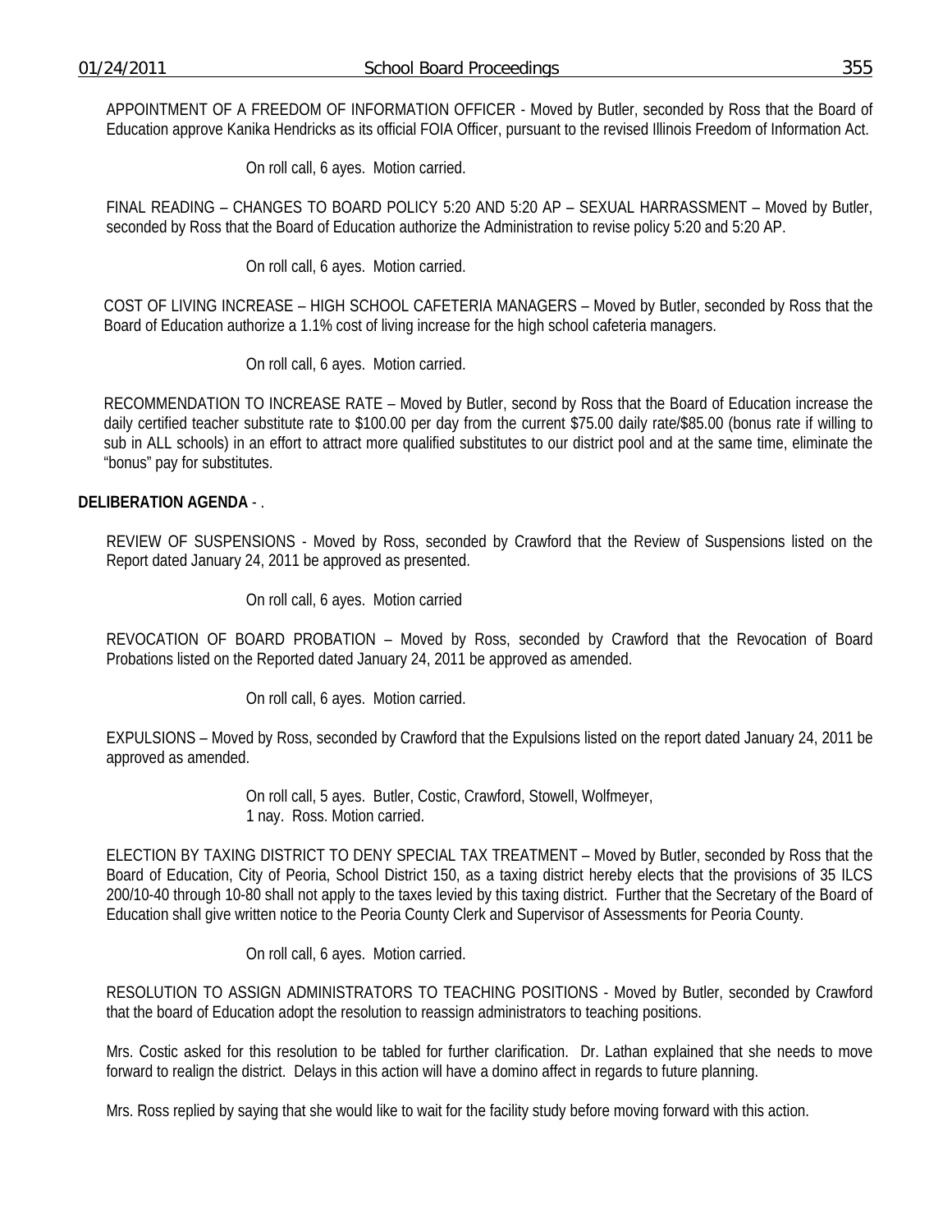APPOINTMENT OF A FREEDOM OF INFORMATION OFFICER - Moved by Butler, seconded by Ross that the Board of Education approve Kanika Hendricks as its official FOIA Officer, pursuant to the revised Illinois Freedom of Information Act.

On roll call, 6 ayes. Motion carried.

FINAL READING – CHANGES TO BOARD POLICY 5:20 AND 5:20 AP – SEXUAL HARRASSMENT – Moved by Butler, seconded by Ross that the Board of Education authorize the Administration to revise policy 5:20 and 5:20 AP.

On roll call, 6 ayes. Motion carried.

COST OF LIVING INCREASE – HIGH SCHOOL CAFETERIA MANAGERS – Moved by Butler, seconded by Ross that the Board of Education authorize a 1.1% cost of living increase for the high school cafeteria managers.

On roll call, 6 ayes. Motion carried.

RECOMMENDATION TO INCREASE RATE – Moved by Butler, second by Ross that the Board of Education increase the daily certified teacher substitute rate to $100.00 per day from the current $75.00 daily rate/$85.00 (bonus rate if willing to sub in ALL schools) in an effort to attract more qualified substitutes to our district pool and at the same time, eliminate the "bonus" pay for substitutes.

**DELIBERATION AGENDA** - .

REVIEW OF SUSPENSIONS - Moved by Ross, seconded by Crawford that the Review of Suspensions listed on the Report dated January 24, 2011 be approved as presented.

On roll call, 6 ayes. Motion carried

REVOCATION OF BOARD PROBATION – Moved by Ross, seconded by Crawford that the Revocation of Board Probations listed on the Reported dated January 24, 2011 be approved as amended.

On roll call, 6 ayes. Motion carried.

EXPULSIONS – Moved by Ross, seconded by Crawford that the Expulsions listed on the report dated January 24, 2011 be approved as amended.

On roll call, 5 ayes. Butler, Costic, Crawford, Stowell, Wolfmeyer,
1 nay. Ross. Motion carried.

ELECTION BY TAXING DISTRICT TO DENY SPECIAL TAX TREATMENT – Moved by Butler, seconded by Ross that the Board of Education, City of Peoria, School District 150, as a taxing district hereby elects that the provisions of 35 ILCS 200/10-40 through 10-80 shall not apply to the taxes levied by this taxing district. Further that the Secretary of the Board of Education shall give written notice to the Peoria County Clerk and Supervisor of Assessments for Peoria County.

On roll call, 6 ayes. Motion carried.

RESOLUTION TO ASSIGN ADMINISTRATORS TO TEACHING POSITIONS - Moved by Butler, seconded by Crawford that the board of Education adopt the resolution to reassign administrators to teaching positions.

Mrs. Costic asked for this resolution to be tabled for further clarification. Dr. Lathan explained that she needs to move forward to realign the district. Delays in this action will have a domino affect in regards to future planning.

Mrs. Ross replied by saying that she would like to wait for the facility study before moving forward with this action.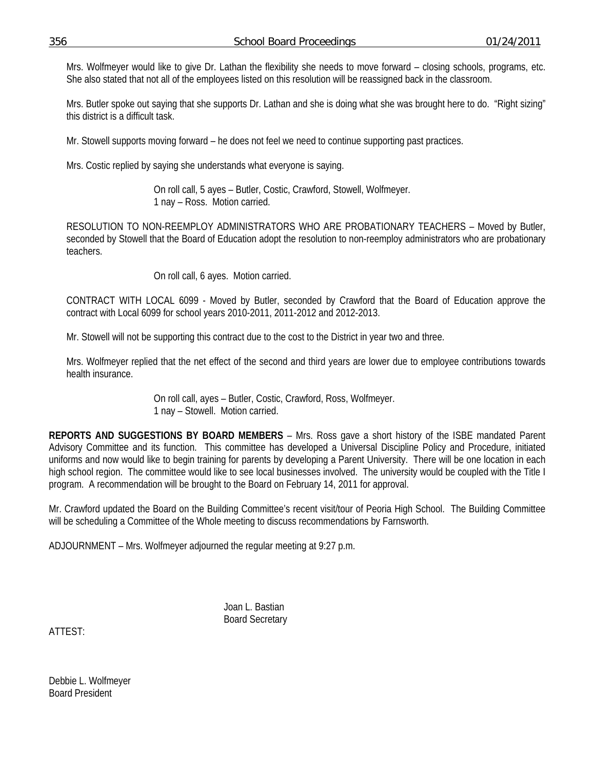Mrs. Wolfmeyer would like to give Dr. Lathan the flexibility she needs to move forward – closing schools, programs, etc. She also stated that not all of the employees listed on this resolution will be reassigned back in the classroom.

Mrs. Butler spoke out saying that she supports Dr. Lathan and she is doing what she was brought here to do. "Right sizing" this district is a difficult task.

Mr. Stowell supports moving forward – he does not feel we need to continue supporting past practices.

Mrs. Costic replied by saying she understands what everyone is saying.

On roll call, 5 ayes – Butler, Costic, Crawford, Stowell, Wolfmeyer.
1 nay – Ross. Motion carried.

RESOLUTION TO NON-REEMPLOY ADMINISTRATORS WHO ARE PROBATIONARY TEACHERS – Moved by Butler, seconded by Stowell that the Board of Education adopt the resolution to non-reemploy administrators who are probationary teachers.

On roll call, 6 ayes. Motion carried.

CONTRACT WITH LOCAL 6099 - Moved by Butler, seconded by Crawford that the Board of Education approve the contract with Local 6099 for school years 2010-2011, 2011-2012 and 2012-2013.

Mr. Stowell will not be supporting this contract due to the cost to the District in year two and three.

Mrs. Wolfmeyer replied that the net effect of the second and third years are lower due to employee contributions towards health insurance.

On roll call, ayes – Butler, Costic, Crawford, Ross, Wolfmeyer.
1 nay – Stowell. Motion carried.

**REPORTS AND SUGGESTIONS BY BOARD MEMBERS** – Mrs. Ross gave a short history of the ISBE mandated Parent Advisory Committee and its function. This committee has developed a Universal Discipline Policy and Procedure, initiated uniforms and now would like to begin training for parents by developing a Parent University. There will be one location in each high school region. The committee would like to see local businesses involved. The university would be coupled with the Title I program. A recommendation will be brought to the Board on February 14, 2011 for approval.

Mr. Crawford updated the Board on the Building Committee's recent visit/tour of Peoria High School. The Building Committee will be scheduling a Committee of the Whole meeting to discuss recommendations by Farnsworth.

ADJOURNMENT – Mrs. Wolfmeyer adjourned the regular meeting at 9:27 p.m.

Joan L. Bastian
Board Secretary

ATTEST:

Debbie L. Wolfmeyer
Board President